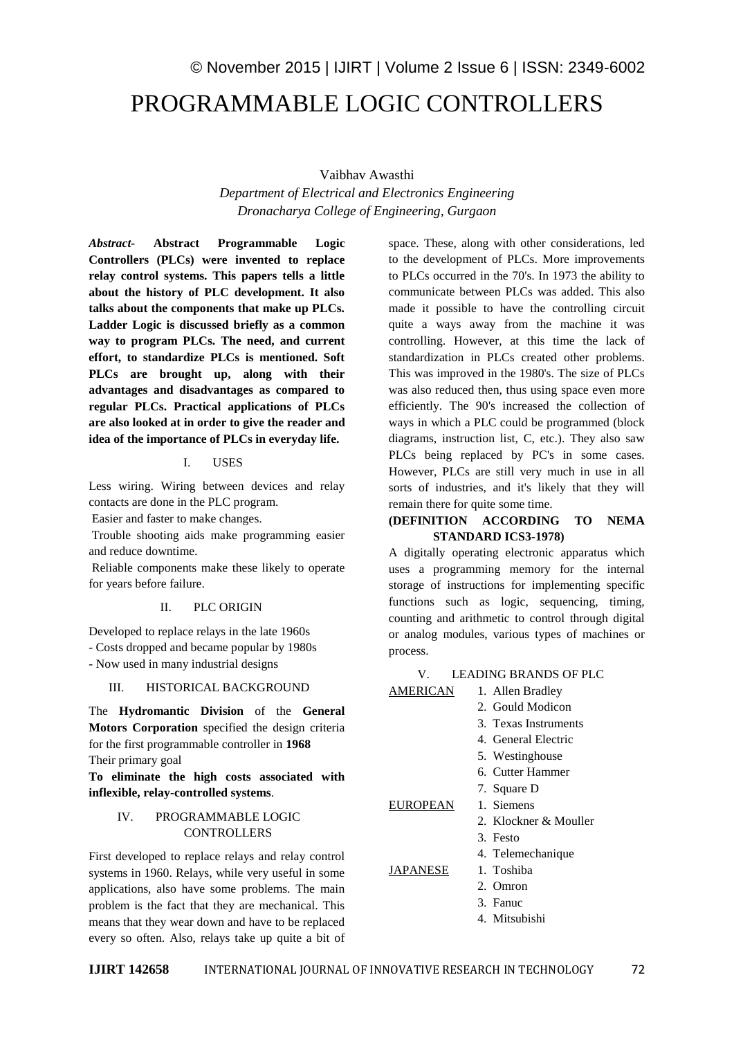# PROGRAMMABLE LOGIC CONTROLLERS

Vaibhav Awasthi

*Department of Electrical and Electronics Engineering*
*Dronacharya College of Engineering, Gurgaon*

***Abstract-*** **Abstract Programmable Logic Controllers (PLCs) were invented to replace relay control systems. This papers tells a little about the history of PLC development. It also talks about the components that make up PLCs. Ladder Logic is discussed briefly as a common way to program PLCs. The need, and current effort, to standardize PLCs is mentioned. Soft PLCs are brought up, along with their advantages and disadvantages as compared to regular PLCs. Practical applications of PLCs are also looked at in order to give the reader and idea of the importance of PLCs in everyday life.**

## I. USES

Less wiring. Wiring between devices and relay contacts are done in the PLC program.

Easier and faster to make changes.

Trouble shooting aids make programming easier and reduce downtime.

Reliable components make these likely to operate for years before failure.

## II. PLC ORIGIN

Developed to replace relays in the late 1960s

- Costs dropped and became popular by 1980s
- Now used in many industrial designs

## III. HISTORICAL BACKGROUND

The **Hydromantic Division** of the **General Motors Corporation** specified the design criteria for the first programmable controller in **1968**

Their primary goal

**To eliminate the high costs associated with inflexible, relay-controlled systems**.

## IV. PROGRAMMABLE LOGIC CONTROLLERS

First developed to replace relays and relay control systems in 1960. Relays, while very useful in some applications, also have some problems. The main problem is the fact that they are mechanical. This means that they wear down and have to be replaced every so often. Also, relays take up quite a bit of space. These, along with other considerations, led to the development of PLCs. More improvements to PLCs occurred in the 70's. In 1973 the ability to communicate between PLCs was added. This also made it possible to have the controlling circuit quite a ways away from the machine it was controlling. However, at this time the lack of standardization in PLCs created other problems. This was improved in the 1980's. The size of PLCs was also reduced then, thus using space even more efficiently. The 90's increased the collection of ways in which a PLC could be programmed (block diagrams, instruction list, C, etc.). They also saw PLCs being replaced by PC's in some cases. However, PLCs are still very much in use in all sorts of industries, and it's likely that they will remain there for quite some time.

**(DEFINITION ACCORDING TO NEMA STANDARD ICS3-1978)**

A digitally operating electronic apparatus which uses a programming memory for the internal storage of instructions for implementing specific functions such as logic, sequencing, timing, counting and arithmetic to control through digital or analog modules, various types of machines or process.

## V. LEADING BRANDS OF PLC

<u>AMERICAN</u>

1. Allen Bradley
2. Gould Modicon
3. Texas Instruments
4. General Electric
5. Westinghouse
6. Cutter Hammer
7. Square D

<u>EUROPEAN</u>

1. Siemens
2. Klockner & Mouller
3. Festo
4. Telemechanique

<u>JAPANESE</u>

1. Toshiba
2. Omron
3. Fanuc
4. Mitsubishi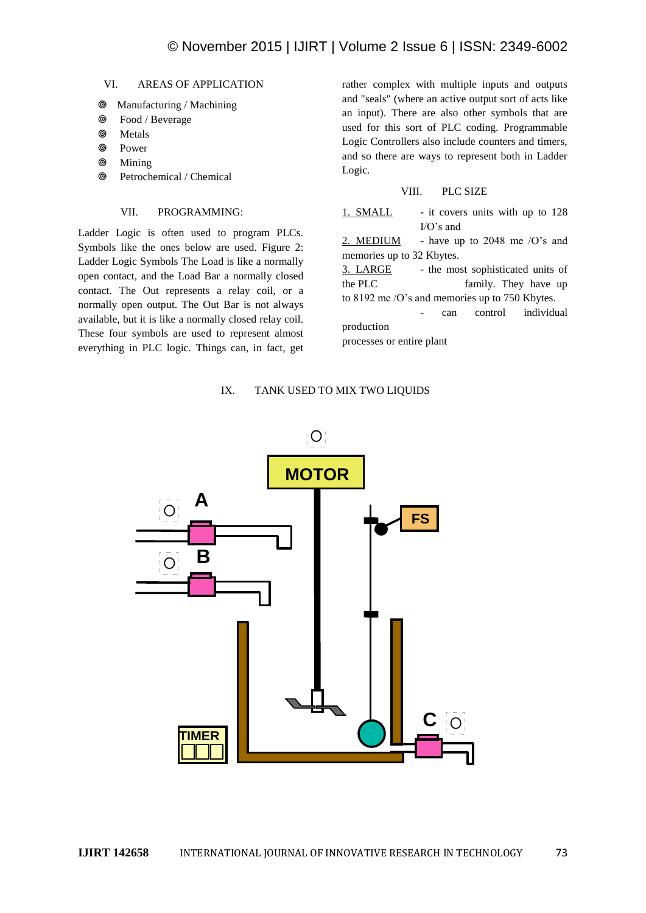## VI. AREAS OF APPLICATION

- Manufacturing / Machining
- Food / Beverage
- Metals
- Power
- Mining
- Petrochemical / Chemical

## VII. PROGRAMMING:

Ladder Logic is often used to program PLCs. Symbols like the ones below are used. Figure 2: Ladder Logic Symbols The Load is like a normally open contact, and the Load Bar a normally closed contact. The Out represents a relay coil, or a normally open output. The Out Bar is not always available, but it is like a normally closed relay coil. These four symbols are used to represent almost everything in PLC logic. Things can, in fact, get rather complex with multiple inputs and outputs and "seals" (where an active output sort of acts like an input). There are also other symbols that are used for this sort of PLC coding. Programmable Logic Controllers also include counters and timers, and so there are ways to represent both in Ladder Logic.

## VIII. PLC SIZE

1. SMALL - it covers units with up to 128 I/O's and

2. MEDIUM - have up to 2048 me /O's and memories up to 32 Kbytes.

3. LARGE - the most sophisticated units of the PLC family. They have up to 8192 me /O's and memories up to 750 Kbytes.
   - can control individual production processes or entire plant

## IX. TANK USED TO MIX TWO LIQUIDS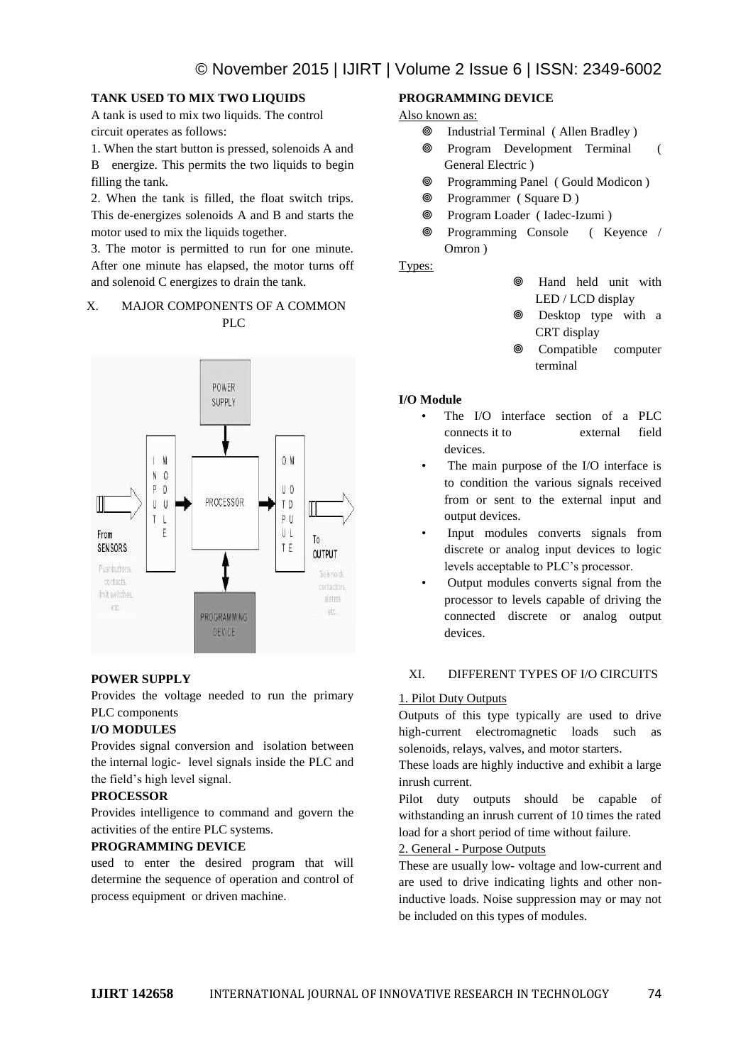**TANK USED TO MIX TWO LIQUIDS**

A tank is used to mix two liquids. The control circuit operates as follows:

1. When the start button is pressed, solenoids A and B energize. This permits the two liquids to begin filling the tank.
2. When the tank is filled, the float switch trips. This de-energizes solenoids A and B and starts the motor used to mix the liquids together.
3. The motor is permitted to run for one minute. After one minute has elapsed, the motor turns off and solenoid C energizes to drain the tank.

## X. MAJOR COMPONENTS OF A COMMON PLC

**POWER SUPPLY**

Provides the voltage needed to run the primary PLC components

**I/O MODULES**

Provides signal conversion and isolation between the internal logic- level signals inside the PLC and the field's high level signal.

**PROCESSOR**

Provides intelligence to command and govern the activities of the entire PLC systems.

**PROGRAMMING DEVICE**

used to enter the desired program that will determine the sequence of operation and control of process equipment or driven machine.

**PROGRAMMING DEVICE**

Also known as:

- Industrial Terminal ( Allen Bradley )
- Program Development Terminal ( General Electric )
- Programming Panel ( Gould Modicon )
- Programmer ( Square D )
- Program Loader ( Iadec-Izumi )
- Programming Console ( Keyence / Omron )

Types:

- Hand held unit with LED / LCD display
- Desktop type with a CRT display
- Compatible computer terminal

**I/O Module**

- The I/O interface section of a PLC connects it to external field devices.
- The main purpose of the I/O interface is to condition the various signals received from or sent to the external input and output devices.
- Input modules converts signals from discrete or analog input devices to logic levels acceptable to PLC's processor.
- Output modules converts signal from the processor to levels capable of driving the connected discrete or analog output devices.

## XI. DIFFERENT TYPES OF I/O CIRCUITS

1. Pilot Duty Outputs

Outputs of this type typically are used to drive high-current electromagnetic loads such as solenoids, relays, valves, and motor starters.

These loads are highly inductive and exhibit a large inrush current.

Pilot duty outputs should be capable of withstanding an inrush current of 10 times the rated load for a short period of time without failure.

2. General - Purpose Outputs

These are usually low- voltage and low-current and are used to drive indicating lights and other non-inductive loads. Noise suppression may or may not be included on this types of modules.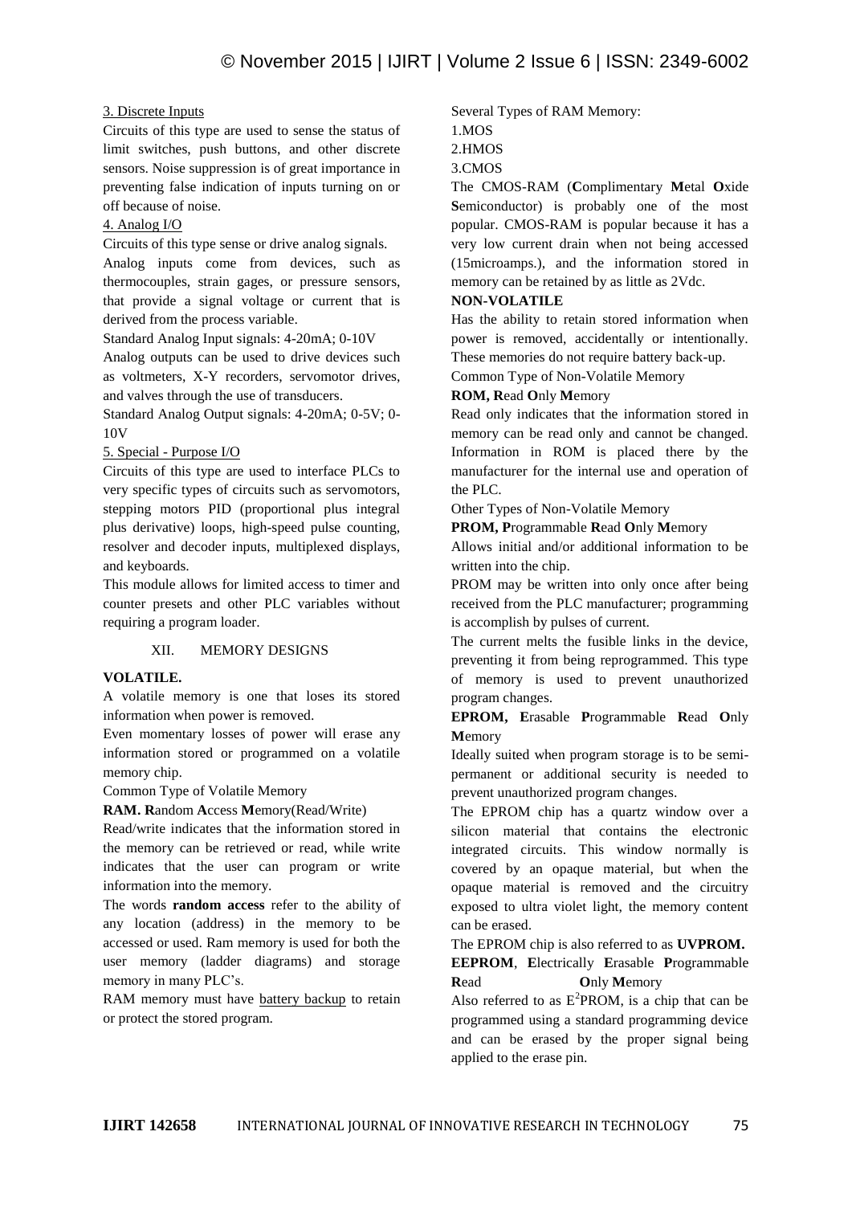3. Discrete Inputs

Circuits of this type are used to sense the status of limit switches, push buttons, and other discrete sensors. Noise suppression is of great importance in preventing false indication of inputs turning on or off because of noise.

4. Analog I/O

Circuits of this type sense or drive analog signals.

Analog inputs come from devices, such as thermocouples, strain gages, or pressure sensors, that provide a signal voltage or current that is derived from the process variable.

Standard Analog Input signals: 4-20mA; 0-10V

Analog outputs can be used to drive devices such as voltmeters, X-Y recorders, servomotor drives, and valves through the use of transducers.

Standard Analog Output signals: 4-20mA; 0-5V; 0-10V

5. Special - Purpose I/O

Circuits of this type are used to interface PLCs to very specific types of circuits such as servomotors, stepping motors PID (proportional plus integral plus derivative) loops, high-speed pulse counting, resolver and decoder inputs, multiplexed displays, and keyboards.

This module allows for limited access to timer and counter presets and other PLC variables without requiring a program loader.

## XII. MEMORY DESIGNS

**VOLATILE.**

A volatile memory is one that loses its stored information when power is removed.

Even momentary losses of power will erase any information stored or programmed on a volatile memory chip.

Common Type of Volatile Memory

**RAM. R**andom **A**ccess **M**emory(Read/Write)

Read/write indicates that the information stored in the memory can be retrieved or read, while write indicates that the user can program or write information into the memory.

The words **random access** refer to the ability of any location (address) in the memory to be accessed or used. Ram memory is used for both the user memory (ladder diagrams) and storage memory in many PLC's.

RAM memory must have battery backup to retain or protect the stored program.

Several Types of RAM Memory:

1.MOS

2.HMOS

3.CMOS

The CMOS-RAM (**C**omplimentary **M**etal **O**xide **S**emiconductor) is probably one of the most popular. CMOS-RAM is popular because it has a very low current drain when not being accessed (15microamps.), and the information stored in memory can be retained by as little as 2Vdc.

**NON-VOLATILE**

Has the ability to retain stored information when power is removed, accidentally or intentionally. These memories do not require battery back-up.

Common Type of Non-Volatile Memory

**ROM, R**ead **O**nly **M**emory

Read only indicates that the information stored in memory can be read only and cannot be changed. Information in ROM is placed there by the manufacturer for the internal use and operation of the PLC.

Other Types of Non-Volatile Memory

**PROM, P**rogrammable **R**ead **O**nly **M**emory

Allows initial and/or additional information to be written into the chip.

PROM may be written into only once after being received from the PLC manufacturer; programming is accomplish by pulses of current.

The current melts the fusible links in the device, preventing it from being reprogrammed. This type of memory is used to prevent unauthorized program changes.

**EPROM, E**rasable **P**rogrammable **R**ead **O**nly **M**emory

Ideally suited when program storage is to be semi-permanent or additional security is needed to prevent unauthorized program changes.

The EPROM chip has a quartz window over a silicon material that contains the electronic integrated circuits. This window normally is covered by an opaque material, but when the opaque material is removed and the circuitry exposed to ultra violet light, the memory content can be erased.

The EPROM chip is also referred to as **UVPROM.**

**EEPROM**, **E**lectrically **E**rasable **P**rogrammable **R**ead **O**nly **M**emory

Also referred to as $E^2$PROM, is a chip that can be programmed using a standard programming device and can be erased by the proper signal being applied to the erase pin.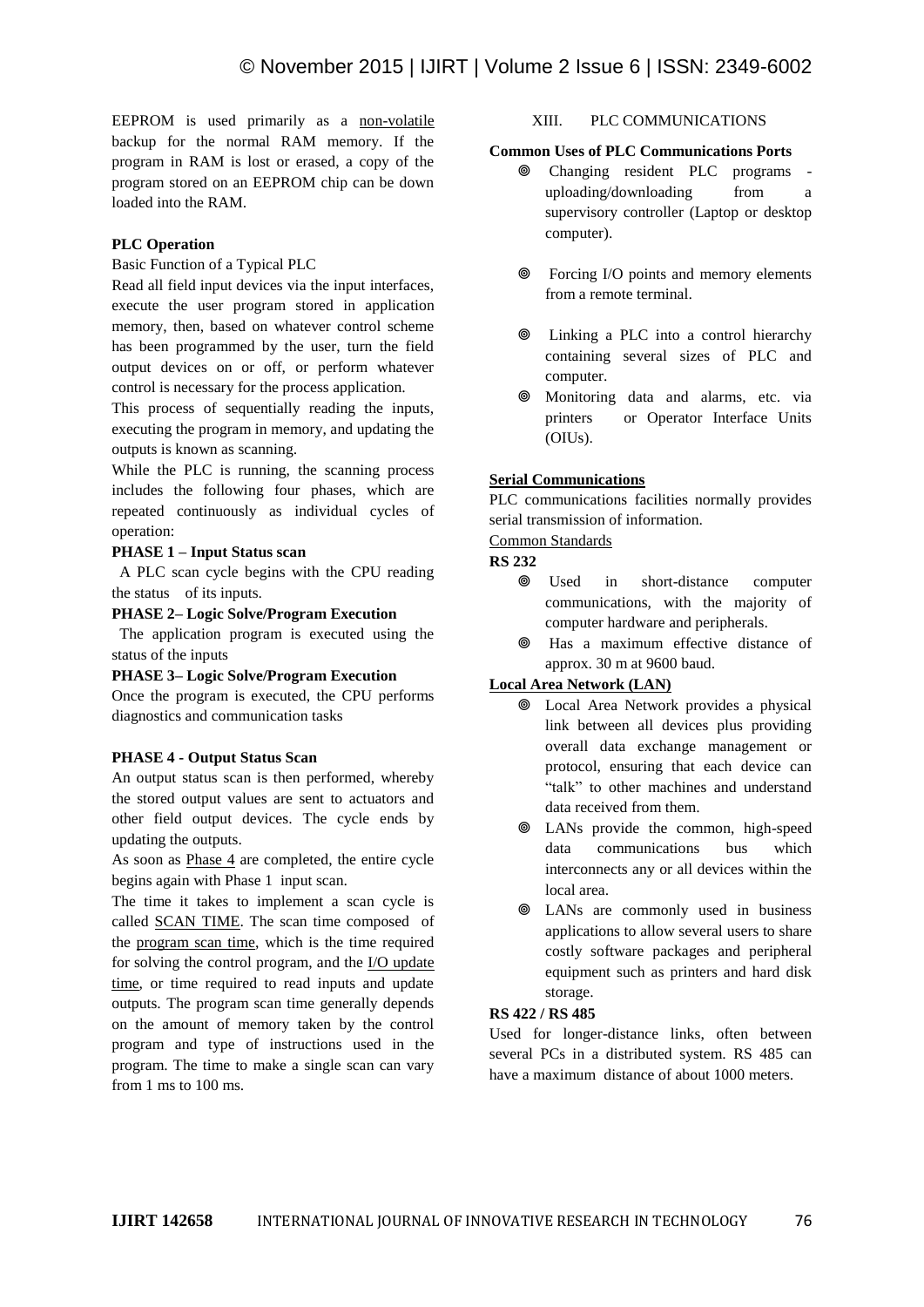EEPROM is used primarily as a non-volatile backup for the normal RAM memory. If the program in RAM is lost or erased, a copy of the program stored on an EEPROM chip can be down loaded into the RAM.

**PLC Operation**

Basic Function of a Typical PLC

Read all field input devices via the input interfaces, execute the user program stored in application memory, then, based on whatever control scheme has been programmed by the user, turn the field output devices on or off, or perform whatever control is necessary for the process application.

This process of sequentially reading the inputs, executing the program in memory, and updating the outputs is known as scanning.

While the PLC is running, the scanning process includes the following four phases, which are repeated continuously as individual cycles of operation:

**PHASE 1 – Input Status scan**

A PLC scan cycle begins with the CPU reading the status of its inputs.

**PHASE 2– Logic Solve/Program Execution**

The application program is executed using the status of the inputs

**PHASE 3– Logic Solve/Program Execution**

Once the program is executed, the CPU performs diagnostics and communication tasks

**PHASE 4 - Output Status Scan**

An output status scan is then performed, whereby the stored output values are sent to actuators and other field output devices. The cycle ends by updating the outputs.

As soon as Phase 4 are completed, the entire cycle begins again with Phase 1 input scan.

The time it takes to implement a scan cycle is called SCAN TIME. The scan time composed of the program scan time, which is the time required for solving the control program, and the I/O update time, or time required to read inputs and update outputs. The program scan time generally depends on the amount of memory taken by the control program and type of instructions used in the program. The time to make a single scan can vary from 1 ms to 100 ms.

## XIII. PLC COMMUNICATIONS

**Common Uses of PLC Communications Ports**

- Changing resident PLC programs - uploading/downloading from a supervisory controller (Laptop or desktop computer).
- Forcing I/O points and memory elements from a remote terminal.
- Linking a PLC into a control hierarchy containing several sizes of PLC and computer.
- Monitoring data and alarms, etc. via printers or Operator Interface Units (OIUs).

**Serial Communications**

PLC communications facilities normally provides serial transmission of information.

Common Standards

**RS 232**

- Used in short-distance computer communications, with the majority of computer hardware and peripherals.
- Has a maximum effective distance of approx. 30 m at 9600 baud.

**Local Area Network (LAN)**

- Local Area Network provides a physical link between all devices plus providing overall data exchange management or protocol, ensuring that each device can "talk" to other machines and understand data received from them.
- LANs provide the common, high-speed data communications bus which interconnects any or all devices within the local area.
- LANs are commonly used in business applications to allow several users to share costly software packages and peripheral equipment such as printers and hard disk storage.

**RS 422 / RS 485**

Used for longer-distance links, often between several PCs in a distributed system. RS 485 can have a maximum distance of about 1000 meters.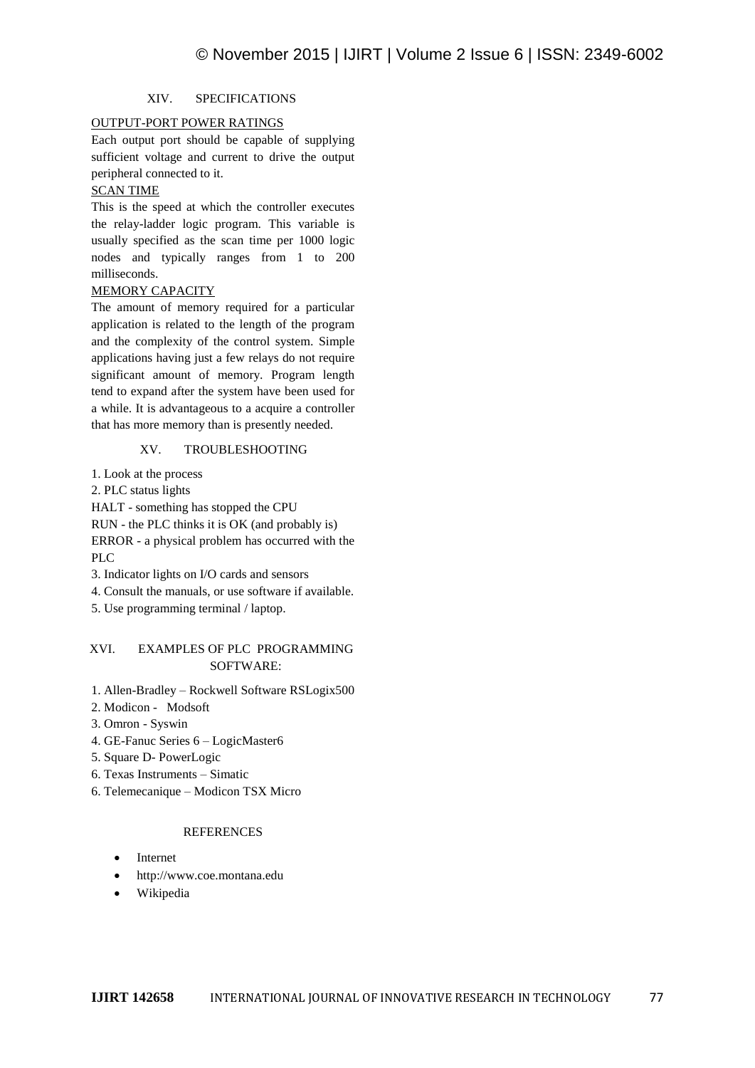## XIV. SPECIFICATIONS

OUTPUT-PORT POWER RATINGS

Each output port should be capable of supplying sufficient voltage and current to drive the output peripheral connected to it.

SCAN TIME

This is the speed at which the controller executes the relay-ladder logic program. This variable is usually specified as the scan time per 1000 logic nodes and typically ranges from 1 to 200 milliseconds.

MEMORY CAPACITY

The amount of memory required for a particular application is related to the length of the program and the complexity of the control system. Simple applications having just a few relays do not require significant amount of memory. Program length tend to expand after the system have been used for a while. It is advantageous to a acquire a controller that has more memory than is presently needed.

## XV. TROUBLESHOOTING

1. Look at the process
2. PLC status lights

HALT - something has stopped the CPU

RUN - the PLC thinks it is OK (and probably is)

ERROR - a physical problem has occurred with the PLC

3. Indicator lights on I/O cards and sensors
4. Consult the manuals, or use software if available.
5. Use programming terminal / laptop.

## XVI. EXAMPLES OF PLC PROGRAMMING SOFTWARE:

1. Allen-Bradley – Rockwell Software RSLogix500
2. Modicon - Modsoft
3. Omron - Syswin
4. GE-Fanuc Series 6 – LogicMaster6
5. Square D- PowerLogic
6. Texas Instruments – Simatic
6. Telemecanique – Modicon TSX Micro

## REFERENCES

- Internet
- http://www.coe.montana.edu
- Wikipedia